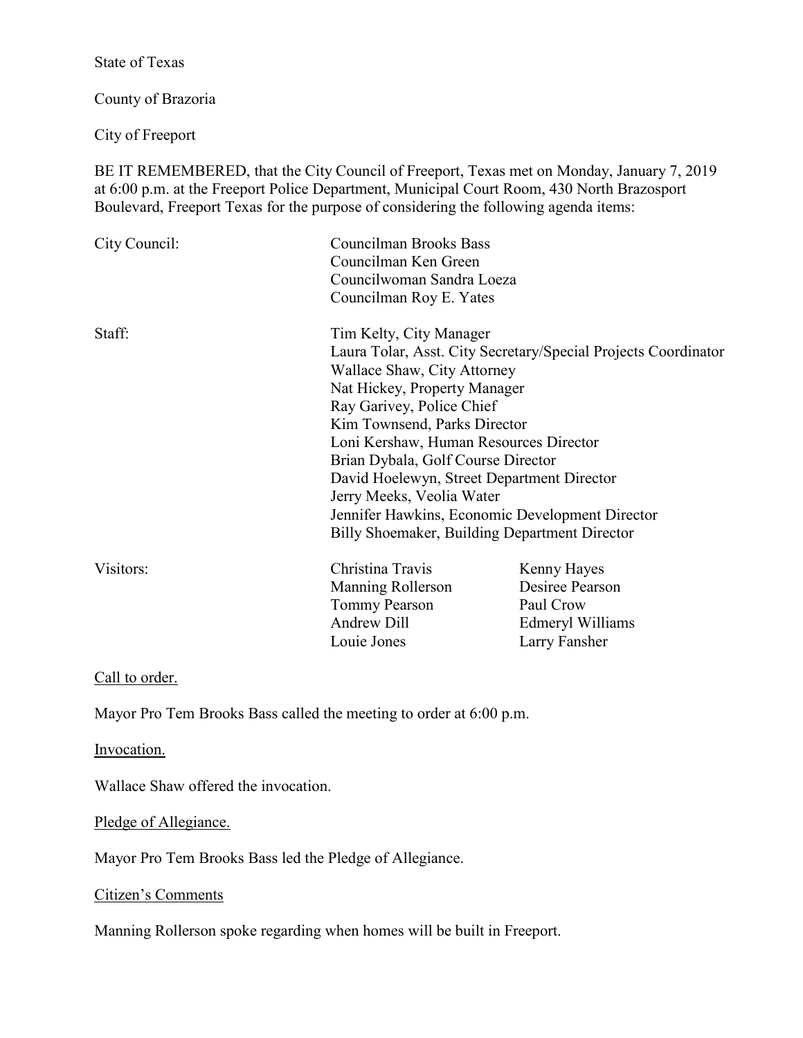State of Texas

County of Brazoria

City of Freeport

BE IT REMEMBERED, that the City Council of Freeport, Texas met on Monday, January 7, 2019 at 6:00 p.m. at the Freeport Police Department, Municipal Court Room, 430 North Brazosport Boulevard, Freeport Texas for the purpose of considering the following agenda items:

| | | |
|---|---|---|
| City Council: | Councilman Brooks Bass<br>Councilman Ken Green<br>Councilwoman Sandra Loeza<br>Councilman Roy E. Yates | |
| Staff: | Tim Kelty, City Manager<br>Laura Tolar, Asst. City Secretary/Special Projects Coordinator<br>Wallace Shaw, City Attorney<br>Nat Hickey, Property Manager<br>Ray Garivey, Police Chief<br>Kim Townsend, Parks Director<br>Loni Kershaw, Human Resources Director<br>Brian Dybala, Golf Course Director<br>David Hoelewyn, Street Department Director<br>Jerry Meeks, Veolia Water<br>Jennifer Hawkins, Economic Development Director<br>Billy Shoemaker, Building Department Director | |
| Visitors: | Christina Travis<br>Manning Rollerson<br>Tommy Pearson<br>Andrew Dill<br>Louie Jones | Kenny Hayes<br>Desiree Pearson<br>Paul Crow<br>Edmeryl Williams<br>Larry Fansher |

Call to order.

Mayor Pro Tem Brooks Bass called the meeting to order at 6:00 p.m.

Invocation.

Wallace Shaw offered the invocation.

Pledge of Allegiance.

Mayor Pro Tem Brooks Bass led the Pledge of Allegiance.

Citizen's Comments

Manning Rollerson spoke regarding when homes will be built in Freeport.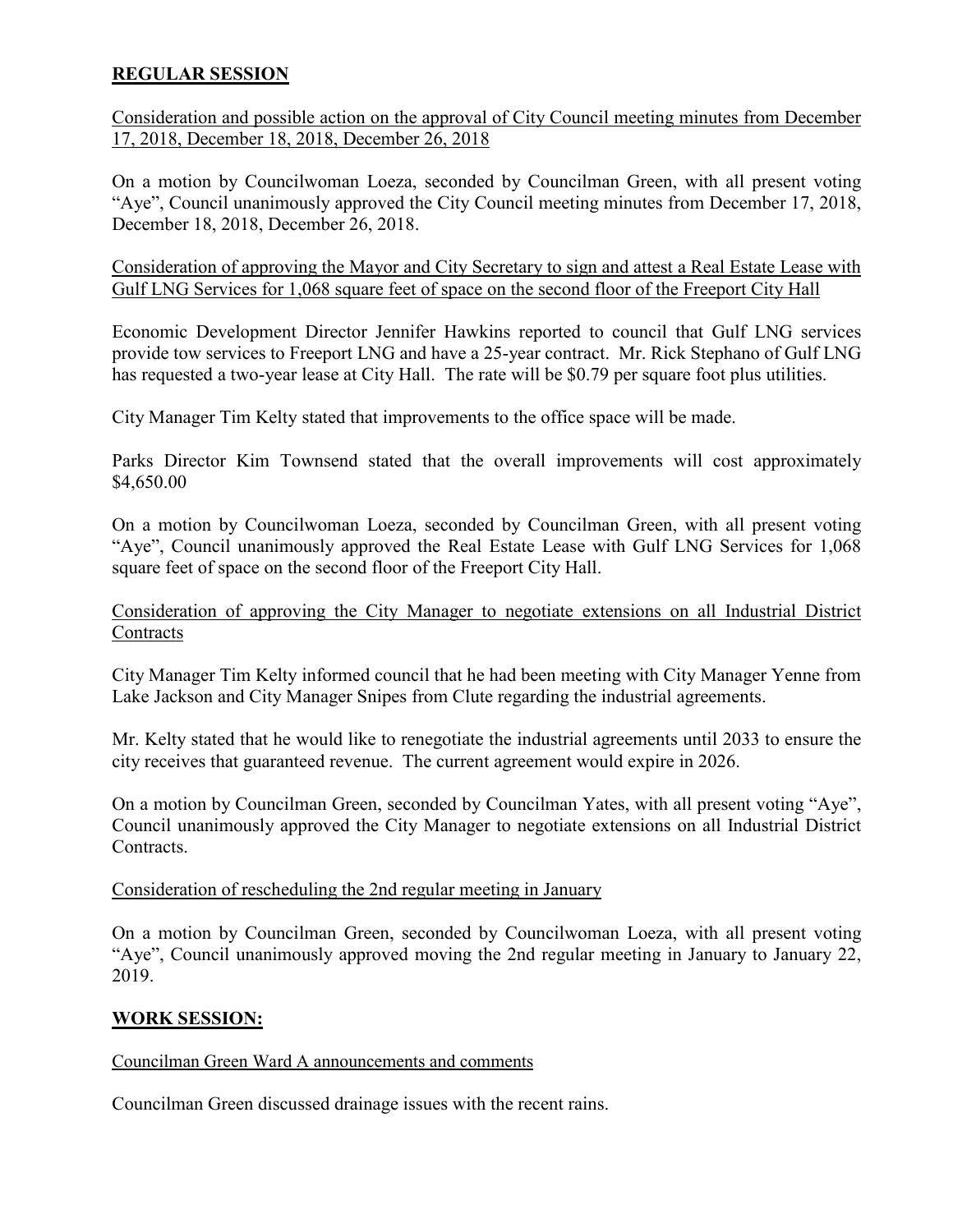## **REGULAR SESSION**

Consideration and possible action on the approval of City Council meeting minutes from December 17, 2018, December 18, 2018, December 26, 2018

On a motion by Councilwoman Loeza, seconded by Councilman Green, with all present voting "Aye", Council unanimously approved the City Council meeting minutes from December 17, 2018, December 18, 2018, December 26, 2018.

Consideration of approving the Mayor and City Secretary to sign and attest a Real Estate Lease with Gulf LNG Services for 1,068 square feet of space on the second floor of the Freeport City Hall

Economic Development Director Jennifer Hawkins reported to council that Gulf LNG services provide tow services to Freeport LNG and have a 25-year contract. Mr. Rick Stephano of Gulf LNG has requested a two-year lease at City Hall. The rate will be $0.79 per square foot plus utilities.

City Manager Tim Kelty stated that improvements to the office space will be made.

Parks Director Kim Townsend stated that the overall improvements will cost approximately $4,650.00

On a motion by Councilwoman Loeza, seconded by Councilman Green, with all present voting "Aye", Council unanimously approved the Real Estate Lease with Gulf LNG Services for 1,068 square feet of space on the second floor of the Freeport City Hall.

Consideration of approving the City Manager to negotiate extensions on all Industrial District Contracts

City Manager Tim Kelty informed council that he had been meeting with City Manager Yenne from Lake Jackson and City Manager Snipes from Clute regarding the industrial agreements.

Mr. Kelty stated that he would like to renegotiate the industrial agreements until 2033 to ensure the city receives that guaranteed revenue. The current agreement would expire in 2026.

On a motion by Councilman Green, seconded by Councilman Yates, with all present voting "Aye", Council unanimously approved the City Manager to negotiate extensions on all Industrial District Contracts.

Consideration of rescheduling the 2nd regular meeting in January

On a motion by Councilman Green, seconded by Councilwoman Loeza, with all present voting "Aye", Council unanimously approved moving the 2nd regular meeting in January to January 22, 2019.

## **WORK SESSION:**

Councilman Green Ward A announcements and comments

Councilman Green discussed drainage issues with the recent rains.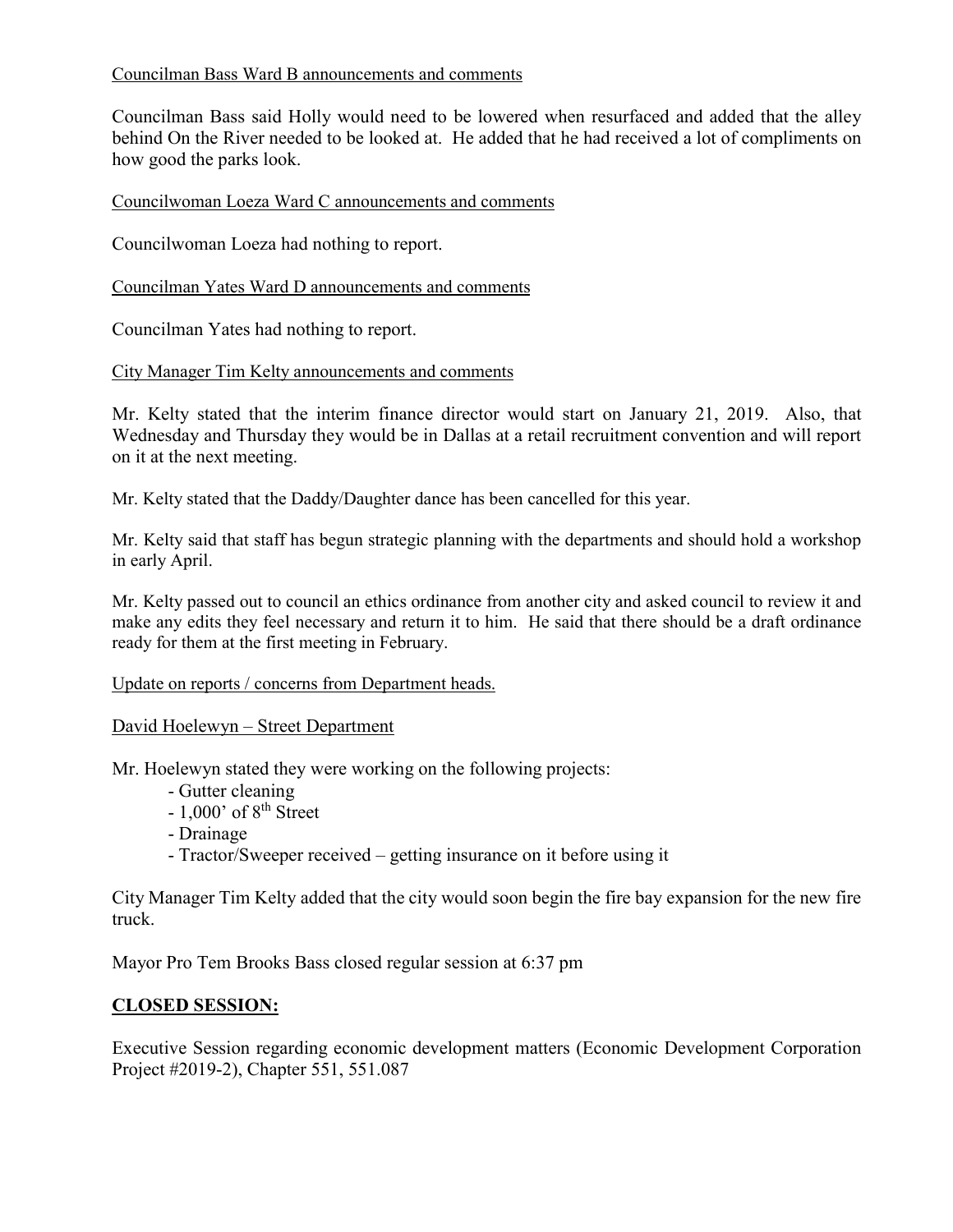Councilman Bass Ward B announcements and comments

Councilman Bass said Holly would need to be lowered when resurfaced and added that the alley behind On the River needed to be looked at. He added that he had received a lot of compliments on how good the parks look.

Councilwoman Loeza Ward C announcements and comments

Councilwoman Loeza had nothing to report.

Councilman Yates Ward D announcements and comments

Councilman Yates had nothing to report.

City Manager Tim Kelty announcements and comments

Mr. Kelty stated that the interim finance director would start on January 21, 2019. Also, that Wednesday and Thursday they would be in Dallas at a retail recruitment convention and will report on it at the next meeting.

Mr. Kelty stated that the Daddy/Daughter dance has been cancelled for this year.

Mr. Kelty said that staff has begun strategic planning with the departments and should hold a workshop in early April.

Mr. Kelty passed out to council an ethics ordinance from another city and asked council to review it and make any edits they feel necessary and return it to him. He said that there should be a draft ordinance ready for them at the first meeting in February.

Update on reports / concerns from Department heads.

David Hoelewyn – Street Department

Mr. Hoelewyn stated they were working on the following projects:

- Gutter cleaning
- 1,000' of 8th Street
- Drainage
- Tractor/Sweeper received – getting insurance on it before using it

City Manager Tim Kelty added that the city would soon begin the fire bay expansion for the new fire truck.

Mayor Pro Tem Brooks Bass closed regular session at 6:37 pm

**CLOSED SESSION:**

Executive Session regarding economic development matters (Economic Development Corporation Project #2019-2), Chapter 551, 551.087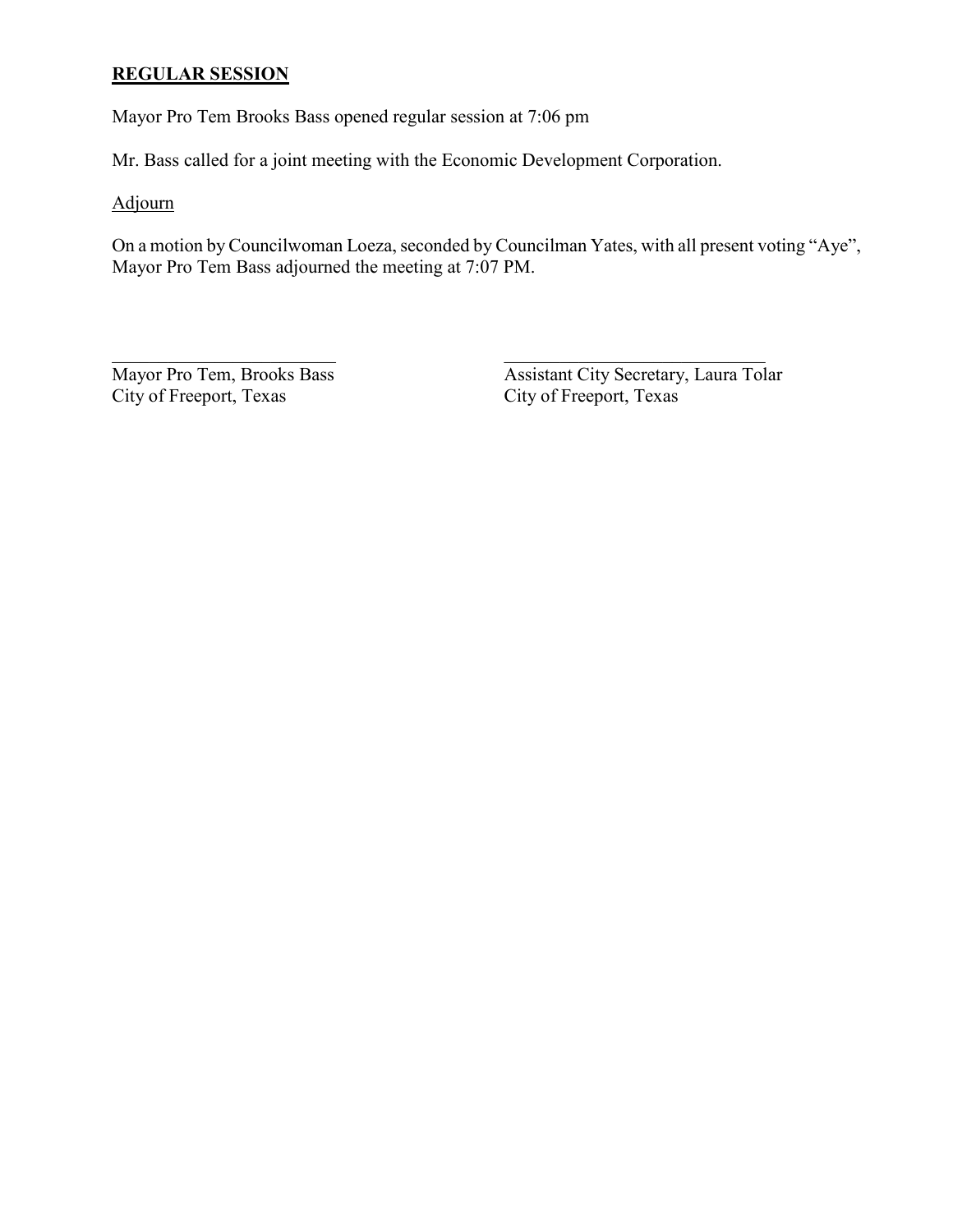**REGULAR SESSION**

Mayor Pro Tem Brooks Bass opened regular session at 7:06 pm

Mr. Bass called for a joint meeting with the Economic Development Corporation.

Adjourn

On a motion by Councilwoman Loeza, seconded by Councilman Yates, with all present voting "Aye", Mayor Pro Tem Bass adjourned the meeting at 7:07 PM.

| | |
|---|---|
| \_\_\_\_\_\_\_\_\_\_\_\_\_\_\_\_\_\_\_\_\_\_\_\_\_\_ | \_\_\_\_\_\_\_\_\_\_\_\_\_\_\_\_\_\_\_\_\_\_\_\_\_\_\_\_\_\_ |
| Mayor Pro Tem, Brooks Bass | Assistant City Secretary, Laura Tolar |
| City of Freeport, Texas | City of Freeport, Texas |